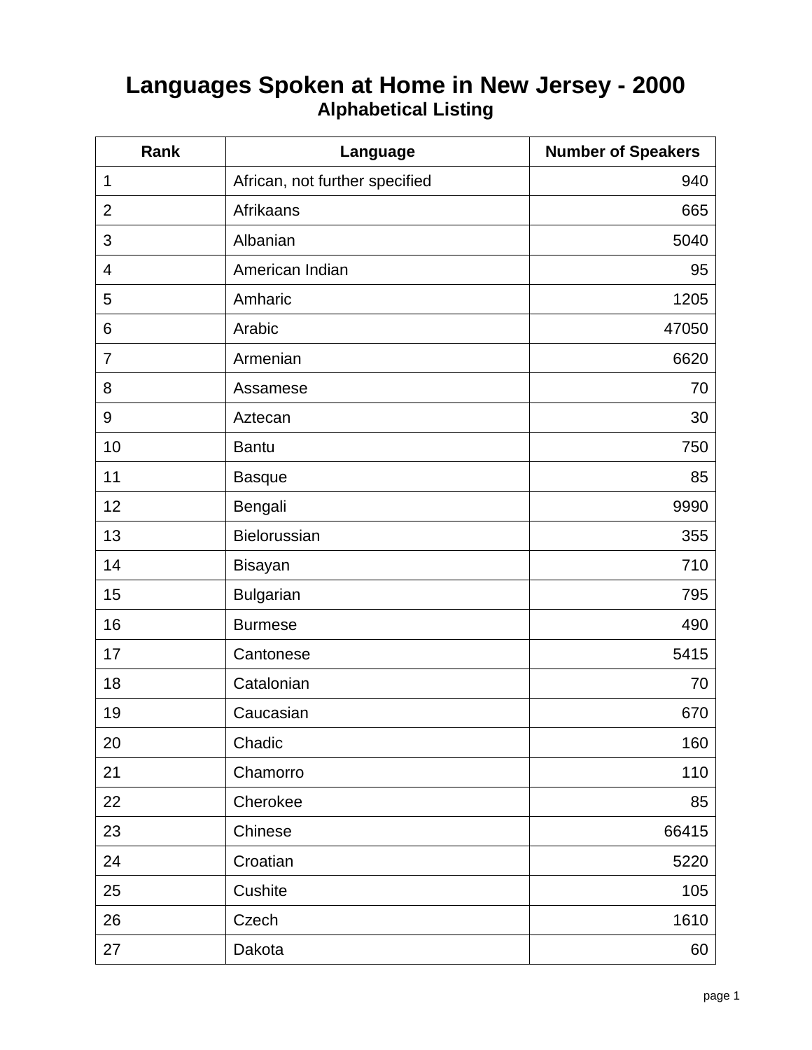# Languages Spoken at Home in New Jersey - 2000

## Alphabetical Listing

| Rank | Language | Number of Speakers |
|---|---|---|
| 1 | African, not further specified | 940 |
| 2 | Afrikaans | 665 |
| 3 | Albanian | 5040 |
| 4 | American Indian | 95 |
| 5 | Amharic | 1205 |
| 6 | Arabic | 47050 |
| 7 | Armenian | 6620 |
| 8 | Assamese | 70 |
| 9 | Aztecan | 30 |
| 10 | Bantu | 750 |
| 11 | Basque | 85 |
| 12 | Bengali | 9990 |
| 13 | Bielorussian | 355 |
| 14 | Bisayan | 710 |
| 15 | Bulgarian | 795 |
| 16 | Burmese | 490 |
| 17 | Cantonese | 5415 |
| 18 | Catalonian | 70 |
| 19 | Caucasian | 670 |
| 20 | Chadic | 160 |
| 21 | Chamorro | 110 |
| 22 | Cherokee | 85 |
| 23 | Chinese | 66415 |
| 24 | Croatian | 5220 |
| 25 | Cushite | 105 |
| 26 | Czech | 1610 |
| 27 | Dakota | 60 |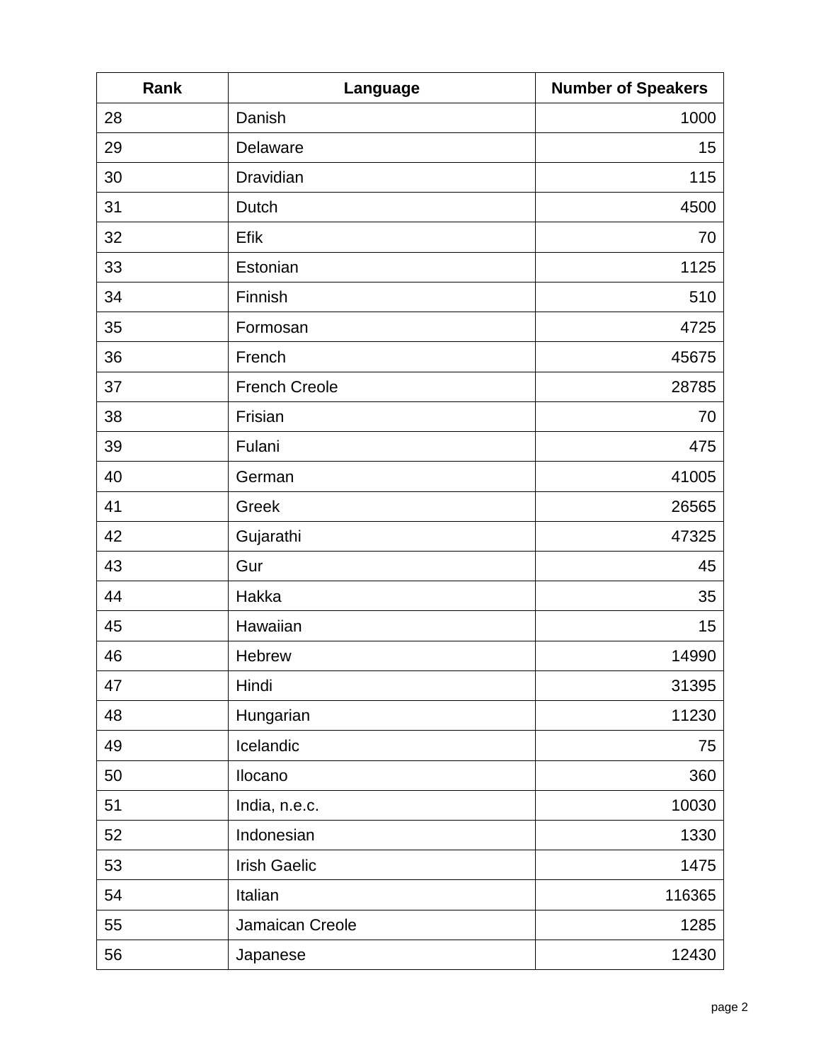| Rank | Language | Number of Speakers |
|---|---|---|
| 28 | Danish | 1000 |
| 29 | Delaware | 15 |
| 30 | Dravidian | 115 |
| 31 | Dutch | 4500 |
| 32 | Efik | 70 |
| 33 | Estonian | 1125 |
| 34 | Finnish | 510 |
| 35 | Formosan | 4725 |
| 36 | French | 45675 |
| 37 | French Creole | 28785 |
| 38 | Frisian | 70 |
| 39 | Fulani | 475 |
| 40 | German | 41005 |
| 41 | Greek | 26565 |
| 42 | Gujarathi | 47325 |
| 43 | Gur | 45 |
| 44 | Hakka | 35 |
| 45 | Hawaiian | 15 |
| 46 | Hebrew | 14990 |
| 47 | Hindi | 31395 |
| 48 | Hungarian | 11230 |
| 49 | Icelandic | 75 |
| 50 | Ilocano | 360 |
| 51 | India, n.e.c. | 10030 |
| 52 | Indonesian | 1330 |
| 53 | Irish Gaelic | 1475 |
| 54 | Italian | 116365 |
| 55 | Jamaican Creole | 1285 |
| 56 | Japanese | 12430 |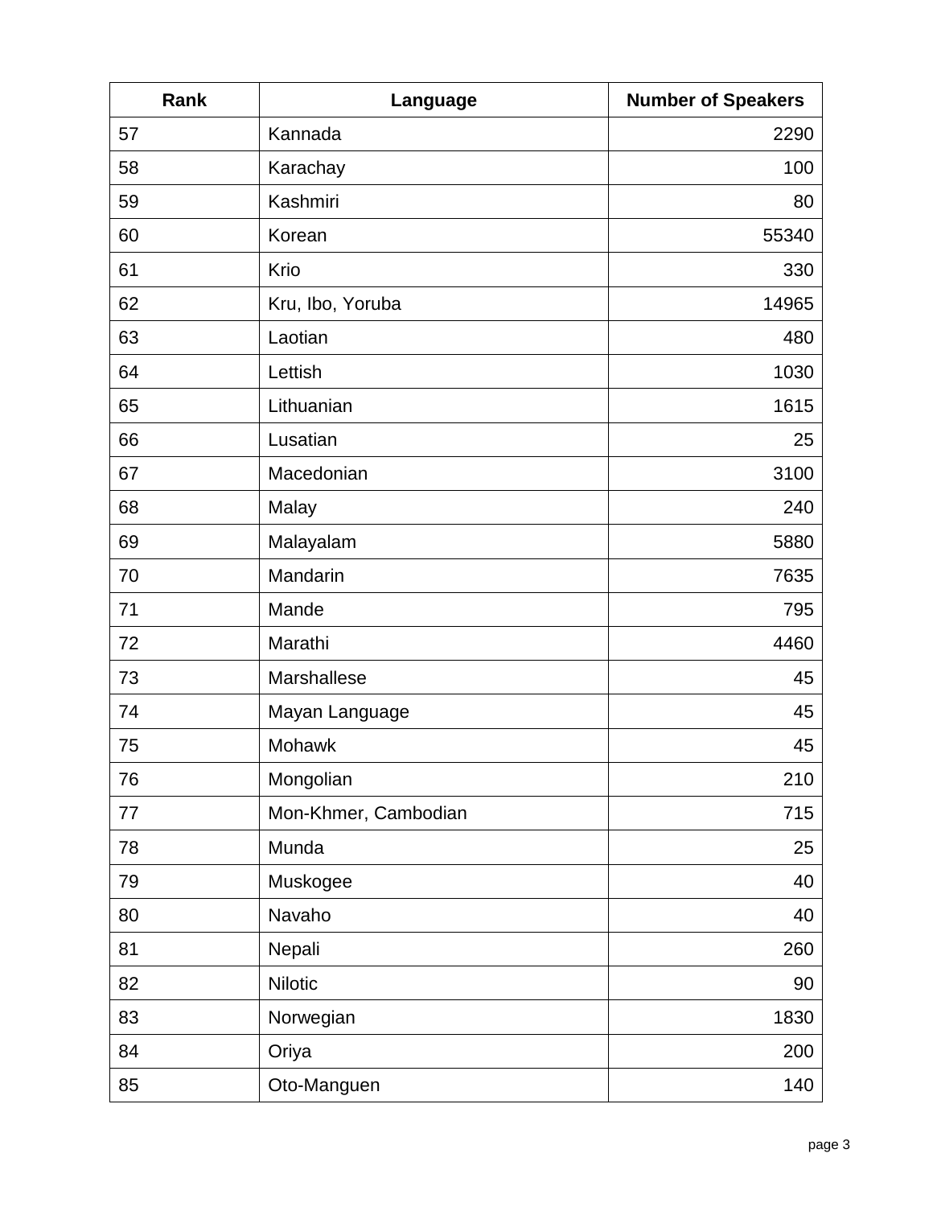| Rank | Language | Number of Speakers |
|---|---|---|
| 57 | Kannada | 2290 |
| 58 | Karachay | 100 |
| 59 | Kashmiri | 80 |
| 60 | Korean | 55340 |
| 61 | Krio | 330 |
| 62 | Kru, Ibo, Yoruba | 14965 |
| 63 | Laotian | 480 |
| 64 | Lettish | 1030 |
| 65 | Lithuanian | 1615 |
| 66 | Lusatian | 25 |
| 67 | Macedonian | 3100 |
| 68 | Malay | 240 |
| 69 | Malayalam | 5880 |
| 70 | Mandarin | 7635 |
| 71 | Mande | 795 |
| 72 | Marathi | 4460 |
| 73 | Marshallese | 45 |
| 74 | Mayan Language | 45 |
| 75 | Mohawk | 45 |
| 76 | Mongolian | 210 |
| 77 | Mon-Khmer, Cambodian | 715 |
| 78 | Munda | 25 |
| 79 | Muskogee | 40 |
| 80 | Navaho | 40 |
| 81 | Nepali | 260 |
| 82 | Nilotic | 90 |
| 83 | Norwegian | 1830 |
| 84 | Oriya | 200 |
| 85 | Oto-Manguen | 140 |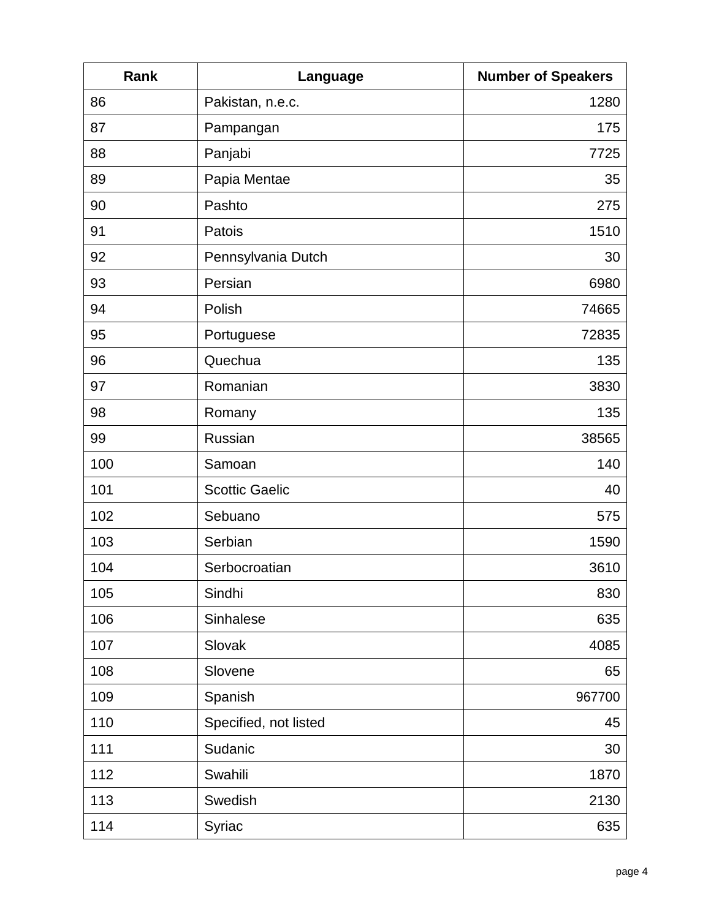| Rank | Language | Number of Speakers |
|---|---|---|
| 86 | Pakistan, n.e.c. | 1280 |
| 87 | Pampangan | 175 |
| 88 | Panjabi | 7725 |
| 89 | Papia Mentae | 35 |
| 90 | Pashto | 275 |
| 91 | Patois | 1510 |
| 92 | Pennsylvania Dutch | 30 |
| 93 | Persian | 6980 |
| 94 | Polish | 74665 |
| 95 | Portuguese | 72835 |
| 96 | Quechua | 135 |
| 97 | Romanian | 3830 |
| 98 | Romany | 135 |
| 99 | Russian | 38565 |
| 100 | Samoan | 140 |
| 101 | Scottic Gaelic | 40 |
| 102 | Sebuano | 575 |
| 103 | Serbian | 1590 |
| 104 | Serbocroatian | 3610 |
| 105 | Sindhi | 830 |
| 106 | Sinhalese | 635 |
| 107 | Slovak | 4085 |
| 108 | Slovene | 65 |
| 109 | Spanish | 967700 |
| 110 | Specified, not listed | 45 |
| 111 | Sudanic | 30 |
| 112 | Swahili | 1870 |
| 113 | Swedish | 2130 |
| 114 | Syriac | 635 |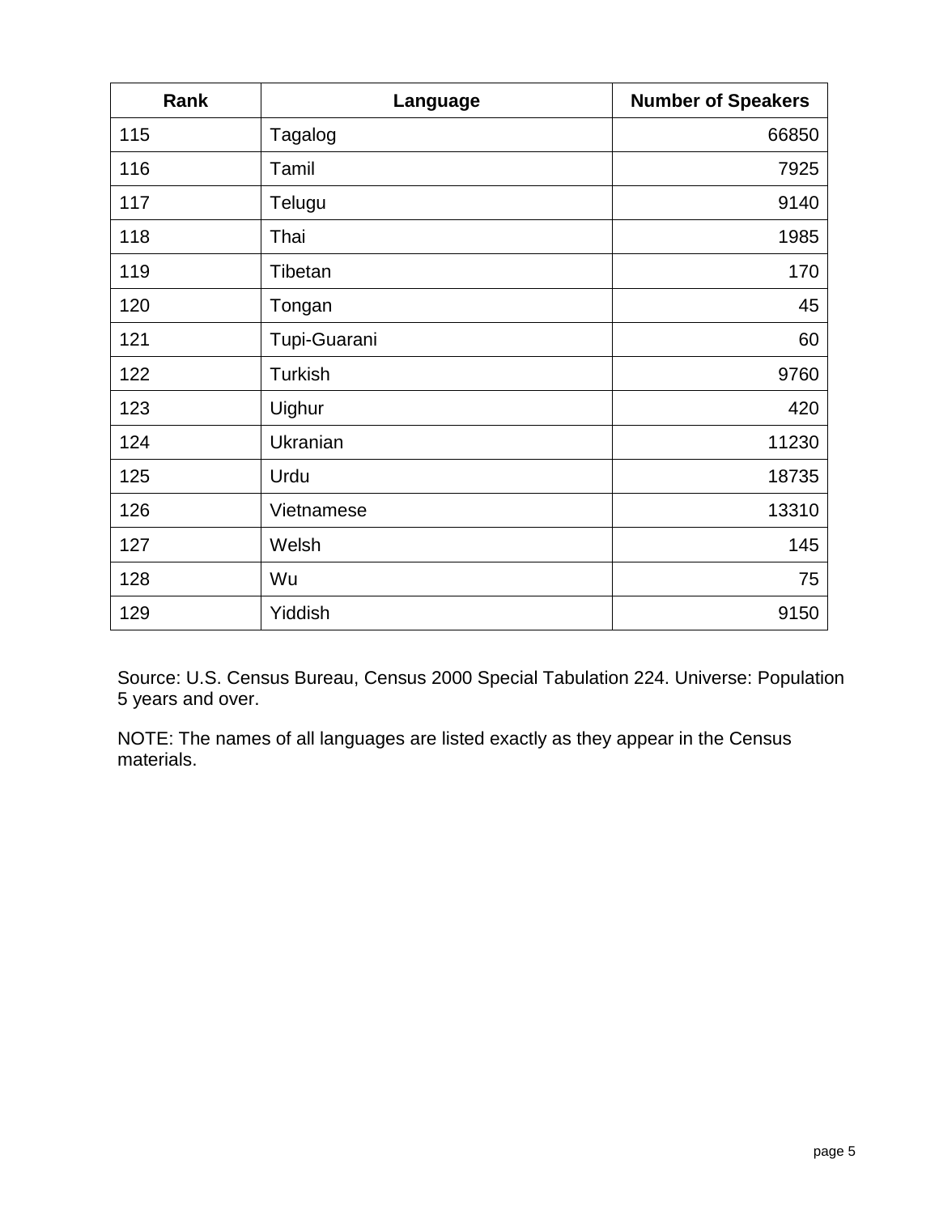| Rank | Language | Number of Speakers |
|---|---|---|
| 115 | Tagalog | 66850 |
| 116 | Tamil | 7925 |
| 117 | Telugu | 9140 |
| 118 | Thai | 1985 |
| 119 | Tibetan | 170 |
| 120 | Tongan | 45 |
| 121 | Tupi-Guarani | 60 |
| 122 | Turkish | 9760 |
| 123 | Uighur | 420 |
| 124 | Ukranian | 11230 |
| 125 | Urdu | 18735 |
| 126 | Vietnamese | 13310 |
| 127 | Welsh | 145 |
| 128 | Wu | 75 |
| 129 | Yiddish | 9150 |

Source: U.S. Census Bureau, Census 2000 Special Tabulation 224. Universe: Population 5 years and over.

NOTE: The names of all languages are listed exactly as they appear in the Census materials.